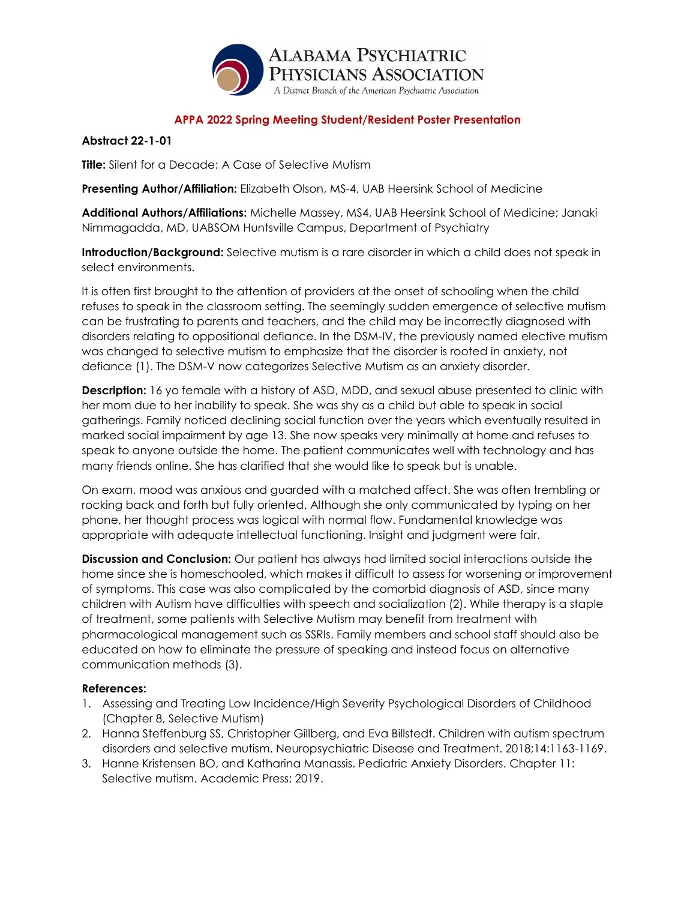# ALABAMA PSYCHIATRIC PHYSICIANS ASSOCIATION

A District Branch of the American Psychiatric Association

## APPA 2022 Spring Meeting Student/Resident Poster Presentation

**Abstract 22-1-01**

**Title:** Silent for a Decade: A Case of Selective Mutism

**Presenting Author/Affiliation:** Elizabeth Olson, MS-4, UAB Heersink School of Medicine

**Additional Authors/Affiliations:** Michelle Massey, MS4, UAB Heersink School of Medicine; Janaki Nimmagadda, MD, UABSOM Huntsville Campus, Department of Psychiatry

**Introduction/Background:** Selective mutism is a rare disorder in which a child does not speak in select environments.

It is often first brought to the attention of providers at the onset of schooling when the child refuses to speak in the classroom setting. The seemingly sudden emergence of selective mutism can be frustrating to parents and teachers, and the child may be incorrectly diagnosed with disorders relating to oppositional defiance. In the DSM-IV, the previously named elective mutism was changed to selective mutism to emphasize that the disorder is rooted in anxiety, not defiance (1). The DSM-V now categorizes Selective Mutism as an anxiety disorder.

**Description:** 16 yo female with a history of ASD, MDD, and sexual abuse presented to clinic with her mom due to her inability to speak. She was shy as a child but able to speak in social gatherings. Family noticed declining social function over the years which eventually resulted in marked social impairment by age 13. She now speaks very minimally at home and refuses to speak to anyone outside the home. The patient communicates well with technology and has many friends online. She has clarified that she would like to speak but is unable.

On exam, mood was anxious and guarded with a matched affect. She was often trembling or rocking back and forth but fully oriented. Although she only communicated by typing on her phone, her thought process was logical with normal flow. Fundamental knowledge was appropriate with adequate intellectual functioning. Insight and judgment were fair.

**Discussion and Conclusion:** Our patient has always had limited social interactions outside the home since she is homeschooled, which makes it difficult to assess for worsening or improvement of symptoms. This case was also complicated by the comorbid diagnosis of ASD, since many children with Autism have difficulties with speech and socialization (2). While therapy is a staple of treatment, some patients with Selective Mutism may benefit from treatment with pharmacological management such as SSRIs. Family members and school staff should also be educated on how to eliminate the pressure of speaking and instead focus on alternative communication methods (3).

**References:**

1. Assessing and Treating Low Incidence/High Severity Psychological Disorders of Childhood (Chapter 8, Selective Mutism)
2. Hanna Steffenburg SS, Christopher Gillberg, and Eva Billstedt. Children with autism spectrum disorders and selective mutism. Neuropsychiatric Disease and Treatment. 2018;14:1163-1169.
3. Hanne Kristensen BO, and Katharina Manassis. Pediatric Anxiety Disorders. Chapter 11: Selective mutism. Academic Press; 2019.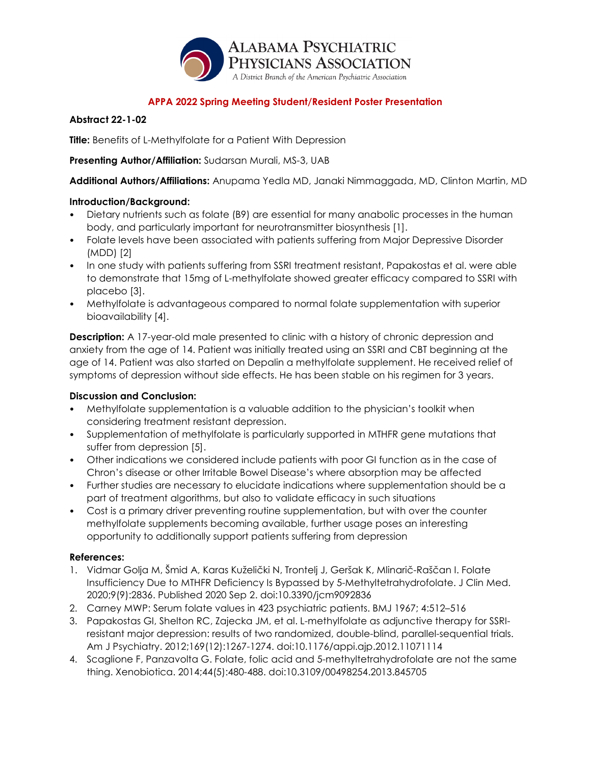ALABAMA PSYCHIATRIC PHYSICIANS ASSOCIATION
A District Branch of the American Psychiatric Association

## APPA 2022 Spring Meeting Student/Resident Poster Presentation

**Abstract 22-1-02**

**Title:** Benefits of L-Methylfolate for a Patient With Depression

**Presenting Author/Affiliation:** Sudarsan Murali, MS-3, UAB

**Additional Authors/Affiliations:** Anupama Yedla MD, Janaki Nimmaggada, MD, Clinton Martin, MD

### Introduction/Background:

- Dietary nutrients such as folate (B9) are essential for many anabolic processes in the human body, and particularly important for neurotransmitter biosynthesis [1].
- Folate levels have been associated with patients suffering from Major Depressive Disorder (MDD) [2]
- In one study with patients suffering from SSRI treatment resistant, Papakostas et al. were able to demonstrate that 15mg of L-methylfolate showed greater efficacy compared to SSRI with placebo [3].
- Methylfolate is advantageous compared to normal folate supplementation with superior bioavailability [4].

**Description:** A 17-year-old male presented to clinic with a history of chronic depression and anxiety from the age of 14. Patient was initially treated using an SSRI and CBT beginning at the age of 14. Patient was also started on Depalin a methylfolate supplement. He received relief of symptoms of depression without side effects. He has been stable on his regimen for 3 years.

### Discussion and Conclusion:

- Methylfolate supplementation is a valuable addition to the physician's toolkit when considering treatment resistant depression.
- Supplementation of methylfolate is particularly supported in MTHFR gene mutations that suffer from depression [5].
- Other indications we considered include patients with poor GI function as in the case of Chron's disease or other Irritable Bowel Disease's where absorption may be affected
- Further studies are necessary to elucidate indications where supplementation should be a part of treatment algorithms, but also to validate efficacy in such situations
- Cost is a primary driver preventing routine supplementation, but with over the counter methylfolate supplements becoming available, further usage poses an interesting opportunity to additionally support patients suffering from depression

### References:

1. Vidmar Golja M, Šmid A, Karas Kuželički N, Trontelj J, Geršak K, Mlinarič-Raščan I. Folate Insufficiency Due to MTHFR Deficiency Is Bypassed by 5-Methyltetrahydrofolate. J Clin Med. 2020;9(9):2836. Published 2020 Sep 2. doi:10.3390/jcm9092836
2. Carney MWP: Serum folate values in 423 psychiatric patients. BMJ 1967; 4:512–516
3. Papakostas GI, Shelton RC, Zajecka JM, et al. L-methylfolate as adjunctive therapy for SSRI-resistant major depression: results of two randomized, double-blind, parallel-sequential trials. Am J Psychiatry. 2012;169(12):1267-1274. doi:10.1176/appi.ajp.2012.11071114
4. Scaglione F, Panzavolta G. Folate, folic acid and 5-methyltetrahydrofolate are not the same thing. Xenobiotica. 2014;44(5):480-488. doi:10.3109/00498254.2013.845705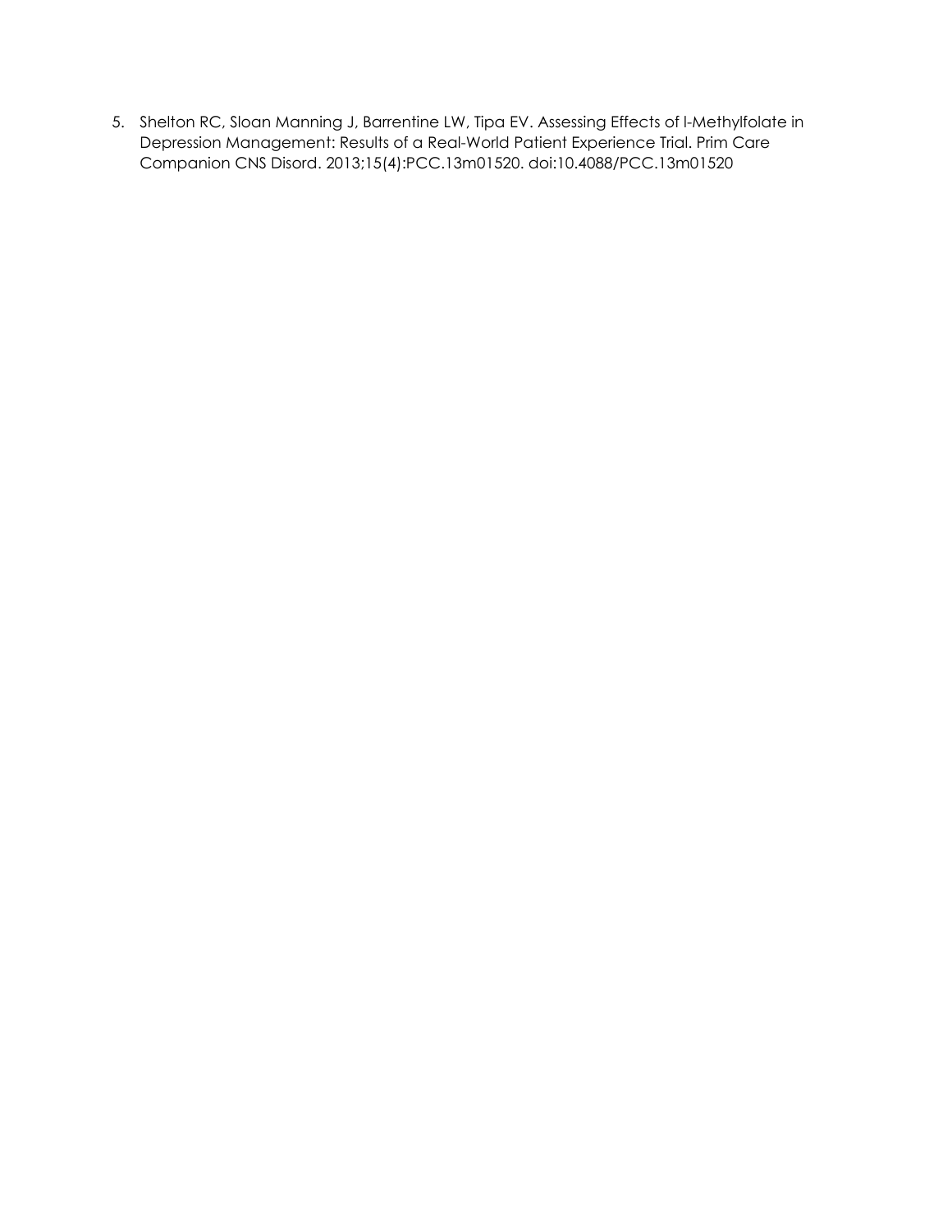5. Shelton RC, Sloan Manning J, Barrentine LW, Tipa EV. Assessing Effects of l-Methylfolate in Depression Management: Results of a Real-World Patient Experience Trial. Prim Care Companion CNS Disord. 2013;15(4):PCC.13m01520. doi:10.4088/PCC.13m01520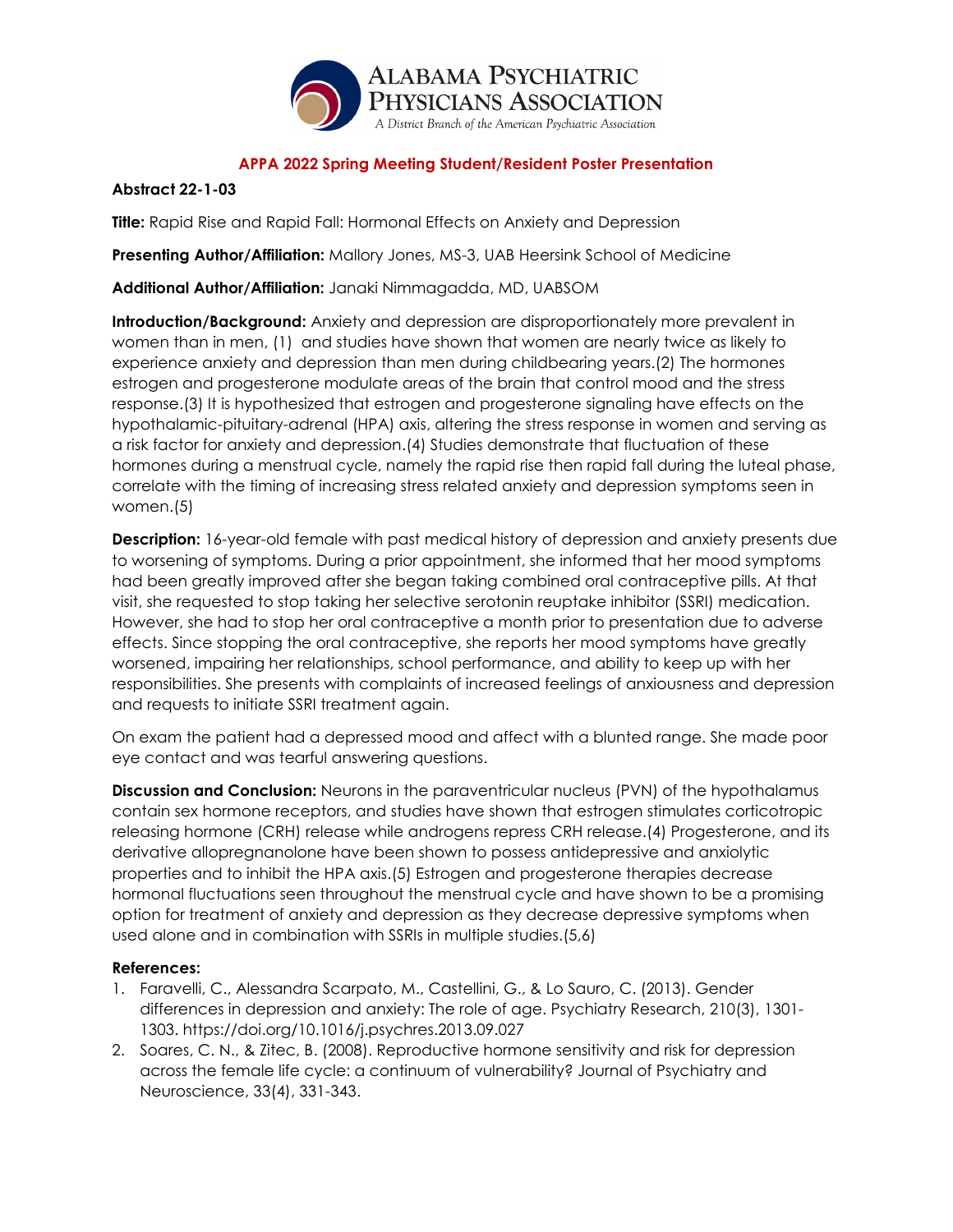# Alabama Psychiatric Physicians Association

A District Branch of the American Psychiatric Association

## APPA 2022 Spring Meeting Student/Resident Poster Presentation

**Abstract 22-1-03**

**Title:** Rapid Rise and Rapid Fall: Hormonal Effects on Anxiety and Depression

**Presenting Author/Affiliation:** Mallory Jones, MS-3, UAB Heersink School of Medicine

**Additional Author/Affiliation:** Janaki Nimmagadda, MD, UABSOM

**Introduction/Background:** Anxiety and depression are disproportionately more prevalent in women than in men, (1) and studies have shown that women are nearly twice as likely to experience anxiety and depression than men during childbearing years.(2) The hormones estrogen and progesterone modulate areas of the brain that control mood and the stress response.(3) It is hypothesized that estrogen and progesterone signaling have effects on the hypothalamic-pituitary-adrenal (HPA) axis, altering the stress response in women and serving as a risk factor for anxiety and depression.(4) Studies demonstrate that fluctuation of these hormones during a menstrual cycle, namely the rapid rise then rapid fall during the luteal phase, correlate with the timing of increasing stress related anxiety and depression symptoms seen in women.(5)

**Description:** 16-year-old female with past medical history of depression and anxiety presents due to worsening of symptoms. During a prior appointment, she informed that her mood symptoms had been greatly improved after she began taking combined oral contraceptive pills. At that visit, she requested to stop taking her selective serotonin reuptake inhibitor (SSRI) medication. However, she had to stop her oral contraceptive a month prior to presentation due to adverse effects. Since stopping the oral contraceptive, she reports her mood symptoms have greatly worsened, impairing her relationships, school performance, and ability to keep up with her responsibilities. She presents with complaints of increased feelings of anxiousness and depression and requests to initiate SSRI treatment again.

On exam the patient had a depressed mood and affect with a blunted range. She made poor eye contact and was tearful answering questions.

**Discussion and Conclusion:** Neurons in the paraventricular nucleus (PVN) of the hypothalamus contain sex hormone receptors, and studies have shown that estrogen stimulates corticotropic releasing hormone (CRH) release while androgens repress CRH release.(4) Progesterone, and its derivative allopregnanolone have been shown to possess antidepressive and anxiolytic properties and to inhibit the HPA axis.(5) Estrogen and progesterone therapies decrease hormonal fluctuations seen throughout the menstrual cycle and have shown to be a promising option for treatment of anxiety and depression as they decrease depressive symptoms when used alone and in combination with SSRIs in multiple studies.(5,6)

**References:**

1. Faravelli, C., Alessandra Scarpato, M., Castellini, G., & Lo Sauro, C. (2013). Gender differences in depression and anxiety: The role of age. Psychiatry Research, 210(3), 1301-1303. https://doi.org/10.1016/j.psychres.2013.09.027
2. Soares, C. N., & Zitec, B. (2008). Reproductive hormone sensitivity and risk for depression across the female life cycle: a continuum of vulnerability? Journal of Psychiatry and Neuroscience, 33(4), 331-343.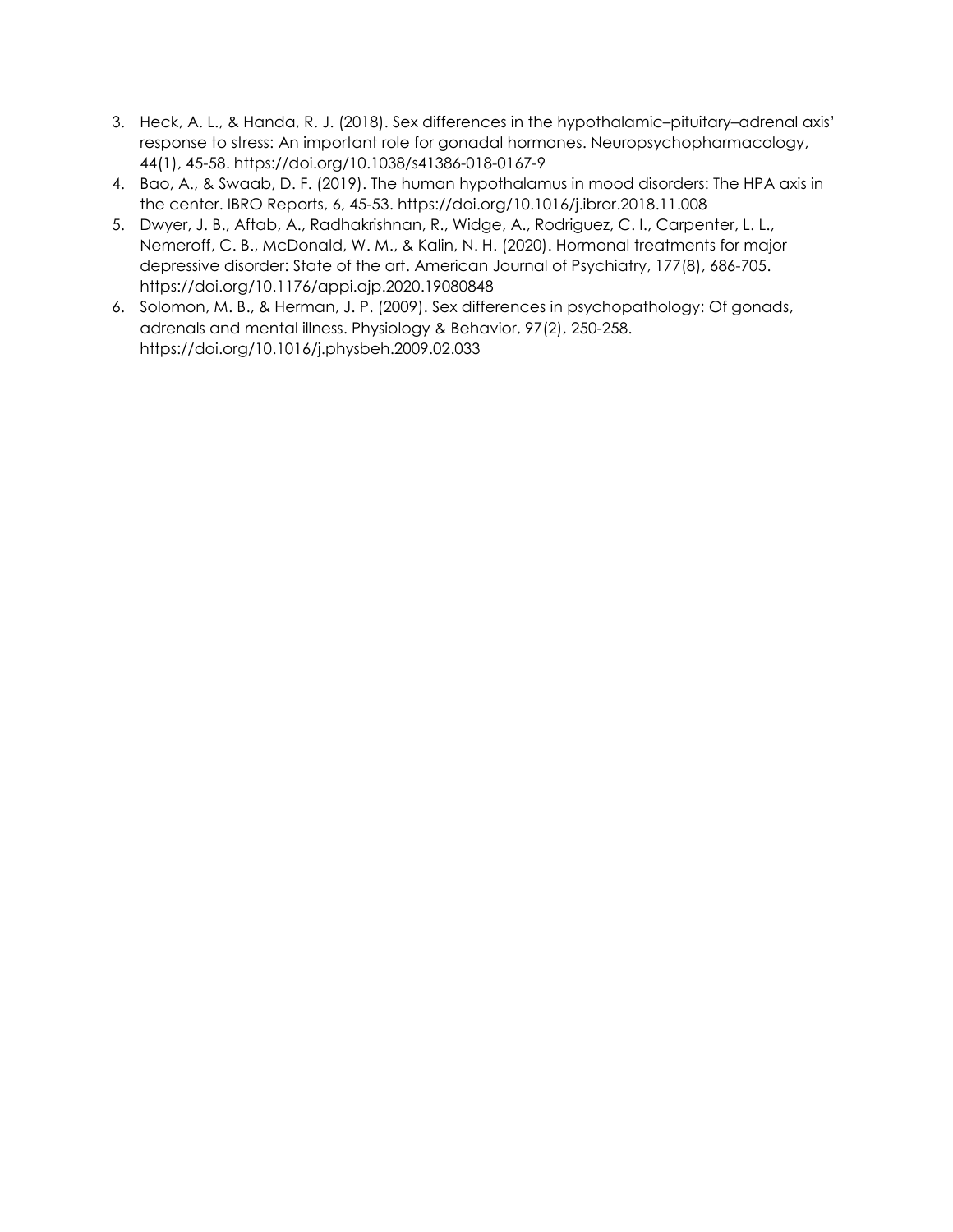3. Heck, A. L., & Handa, R. J. (2018). Sex differences in the hypothalamic–pituitary–adrenal axis' response to stress: An important role for gonadal hormones. Neuropsychopharmacology, 44(1), 45-58. https://doi.org/10.1038/s41386-018-0167-9
4. Bao, A., & Swaab, D. F. (2019). The human hypothalamus in mood disorders: The HPA axis in the center. IBRO Reports, 6, 45-53. https://doi.org/10.1016/j.ibror.2018.11.008
5. Dwyer, J. B., Aftab, A., Radhakrishnan, R., Widge, A., Rodriguez, C. I., Carpenter, L. L., Nemeroff, C. B., McDonald, W. M., & Kalin, N. H. (2020). Hormonal treatments for major depressive disorder: State of the art. American Journal of Psychiatry, 177(8), 686-705. https://doi.org/10.1176/appi.ajp.2020.19080848
6. Solomon, M. B., & Herman, J. P. (2009). Sex differences in psychopathology: Of gonads, adrenals and mental illness. Physiology & Behavior, 97(2), 250-258. https://doi.org/10.1016/j.physbeh.2009.02.033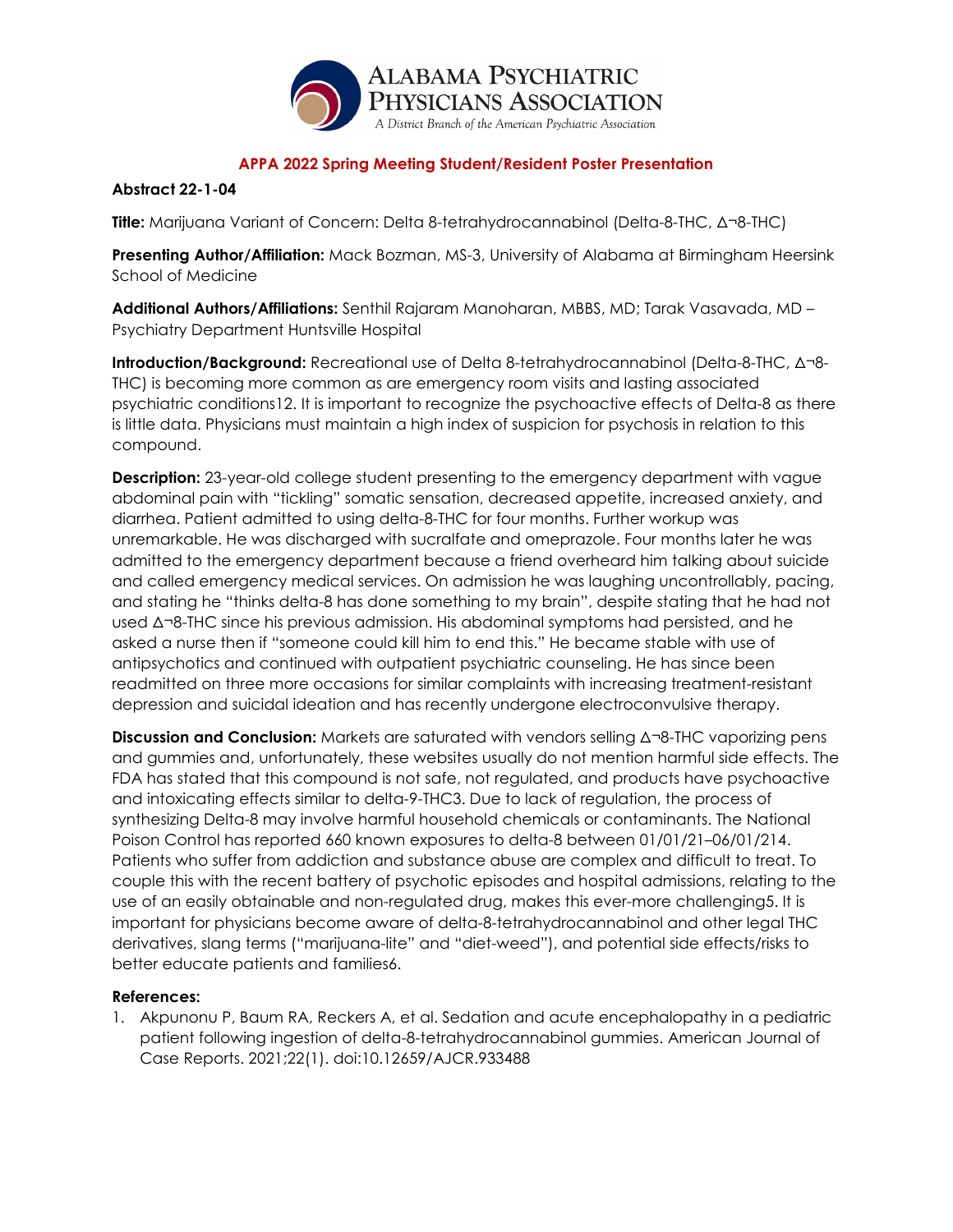ALABAMA PSYCHIATRIC PHYSICIANS ASSOCIATION

A District Branch of the American Psychiatric Association

**APPA 2022 Spring Meeting Student/Resident Poster Presentation**

**Abstract 22-1-04**

**Title:** Marijuana Variant of Concern: Delta 8-tetrahydrocannabinol (Delta-8-THC, Δ¬8-THC)

**Presenting Author/Affiliation:** Mack Bozman, MS-3, University of Alabama at Birmingham Heersink School of Medicine

**Additional Authors/Affiliations:** Senthil Rajaram Manoharan, MBBS, MD; Tarak Vasavada, MD – Psychiatry Department Huntsville Hospital

**Introduction/Background:** Recreational use of Delta 8-tetrahydrocannabinol (Delta-8-THC, Δ¬8-THC) is becoming more common as are emergency room visits and lasting associated psychiatric conditions[1,2]. It is important to recognize the psychoactive effects of Delta-8 as there is little data. Physicians must maintain a high index of suspicion for psychosis in relation to this compound.

**Description:** 23-year-old college student presenting to the emergency department with vague abdominal pain with "tickling" somatic sensation, decreased appetite, increased anxiety, and diarrhea. Patient admitted to using delta-8-THC for four months. Further workup was unremarkable. He was discharged with sucralfate and omeprazole. Four months later he was admitted to the emergency department because a friend overheard him talking about suicide and called emergency medical services. On admission he was laughing uncontrollably, pacing, and stating he "thinks delta-8 has done something to my brain", despite stating that he had not used Δ¬8-THC since his previous admission. His abdominal symptoms had persisted, and he asked a nurse then if "someone could kill him to end this." He became stable with use of antipsychotics and continued with outpatient psychiatric counseling. He has since been readmitted on three more occasions for similar complaints with increasing treatment-resistant depression and suicidal ideation and has recently undergone electroconvulsive therapy.

**Discussion and Conclusion:** Markets are saturated with vendors selling Δ¬8-THC vaporizing pens and gummies and, unfortunately, these websites usually do not mention harmful side effects. The FDA has stated that this compound is not safe, not regulated, and products have psychoactive and intoxicating effects similar to delta-9-THC[3]. Due to lack of regulation, the process of synthesizing Delta-8 may involve harmful household chemicals or contaminants. The National Poison Control has reported 660 known exposures to delta-8 between 01/01/21–06/01/21[4]. Patients who suffer from addiction and substance abuse are complex and difficult to treat. To couple this with the recent battery of psychotic episodes and hospital admissions, relating to the use of an easily obtainable and non-regulated drug, makes this ever-more challenging[5]. It is important for physicians become aware of delta-8-tetrahydrocannabinol and other legal THC derivatives, slang terms ("marijuana-lite" and "diet-weed"), and potential side effects/risks to better educate patients and families[6].

**References:**

1. Akpunonu P, Baum RA, Reckers A, et al. Sedation and acute encephalopathy in a pediatric patient following ingestion of delta-8-tetrahydrocannabinol gummies. American Journal of Case Reports. 2021;22(1). doi:10.12659/AJCR.933488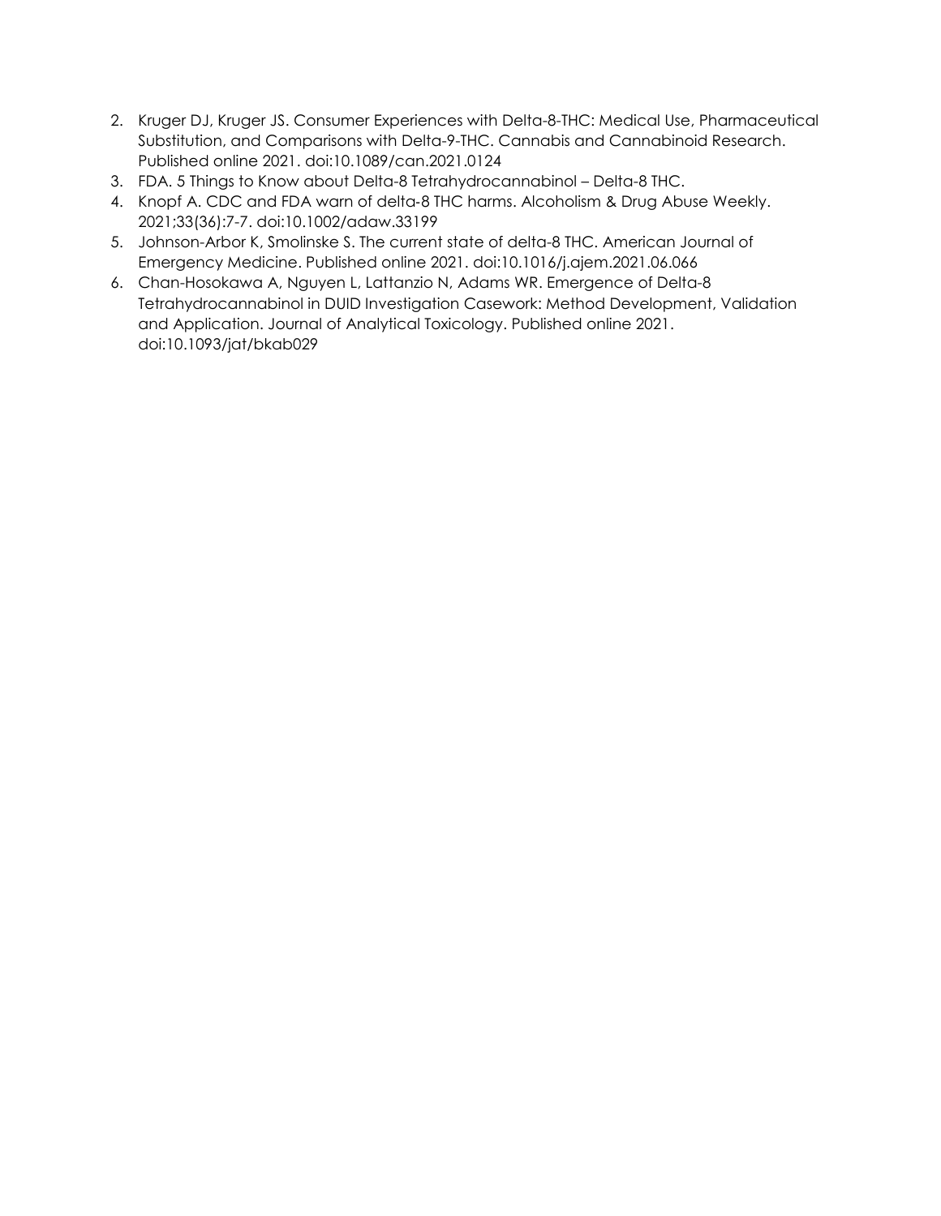2. Kruger DJ, Kruger JS. Consumer Experiences with Delta-8-THC: Medical Use, Pharmaceutical Substitution, and Comparisons with Delta-9-THC. Cannabis and Cannabinoid Research. Published online 2021. doi:10.1089/can.2021.0124
3. FDA. 5 Things to Know about Delta-8 Tetrahydrocannabinol – Delta-8 THC.
4. Knopf A. CDC and FDA warn of delta-8 THC harms. Alcoholism & Drug Abuse Weekly. 2021;33(36):7-7. doi:10.1002/adaw.33199
5. Johnson-Arbor K, Smolinske S. The current state of delta-8 THC. American Journal of Emergency Medicine. Published online 2021. doi:10.1016/j.ajem.2021.06.066
6. Chan-Hosokawa A, Nguyen L, Lattanzio N, Adams WR. Emergence of Delta-8 Tetrahydrocannabinol in DUID Investigation Casework: Method Development, Validation and Application. Journal of Analytical Toxicology. Published online 2021. doi:10.1093/jat/bkab029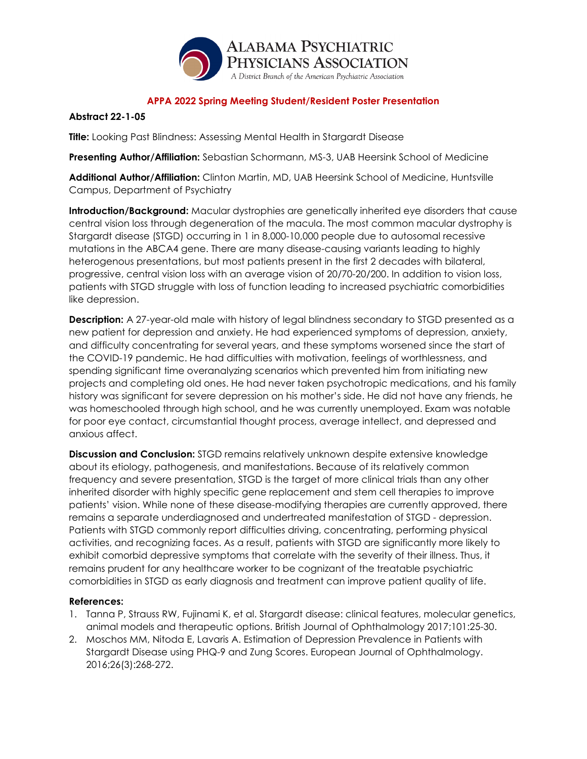**ALABAMA PSYCHIATRIC PHYSICIANS ASSOCIATION**
*A District Branch of the American Psychiatric Association*

## APPA 2022 Spring Meeting Student/Resident Poster Presentation

**Abstract 22-1-05**

**Title:** Looking Past Blindness: Assessing Mental Health in Stargardt Disease

**Presenting Author/Affiliation:** Sebastian Schormann, MS-3, UAB Heersink School of Medicine

**Additional Author/Affiliation:** Clinton Martin, MD, UAB Heersink School of Medicine, Huntsville Campus, Department of Psychiatry

**Introduction/Background:** Macular dystrophies are genetically inherited eye disorders that cause central vision loss through degeneration of the macula. The most common macular dystrophy is Stargardt disease (STGD) occurring in 1 in 8,000-10,000 people due to autosomal recessive mutations in the ABCA4 gene. There are many disease-causing variants leading to highly heterogenous presentations, but most patients present in the first 2 decades with bilateral, progressive, central vision loss with an average vision of 20/70-20/200. In addition to vision loss, patients with STGD struggle with loss of function leading to increased psychiatric comorbidities like depression.

**Description:** A 27-year-old male with history of legal blindness secondary to STGD presented as a new patient for depression and anxiety. He had experienced symptoms of depression, anxiety, and difficulty concentrating for several years, and these symptoms worsened since the start of the COVID-19 pandemic. He had difficulties with motivation, feelings of worthlessness, and spending significant time overanalyzing scenarios which prevented him from initiating new projects and completing old ones. He had never taken psychotropic medications, and his family history was significant for severe depression on his mother's side. He did not have any friends, he was homeschooled through high school, and he was currently unemployed. Exam was notable for poor eye contact, circumstantial thought process, average intellect, and depressed and anxious affect.

**Discussion and Conclusion:** STGD remains relatively unknown despite extensive knowledge about its etiology, pathogenesis, and manifestations. Because of its relatively common frequency and severe presentation, STGD is the target of more clinical trials than any other inherited disorder with highly specific gene replacement and stem cell therapies to improve patients' vision. While none of these disease-modifying therapies are currently approved, there remains a separate underdiagnosed and undertreated manifestation of STGD - depression. Patients with STGD commonly report difficulties driving, concentrating, performing physical activities, and recognizing faces. As a result, patients with STGD are significantly more likely to exhibit comorbid depressive symptoms that correlate with the severity of their illness. Thus, it remains prudent for any healthcare worker to be cognizant of the treatable psychiatric comorbidities in STGD as early diagnosis and treatment can improve patient quality of life.

**References:**

1. Tanna P, Strauss RW, Fujinami K, et al. Stargardt disease: clinical features, molecular genetics, animal models and therapeutic options. British Journal of Ophthalmology 2017;101:25-30.
2. Moschos MM, Nitoda E, Lavaris A. Estimation of Depression Prevalence in Patients with Stargardt Disease using PHQ-9 and Zung Scores. European Journal of Ophthalmology. 2016;26(3):268-272.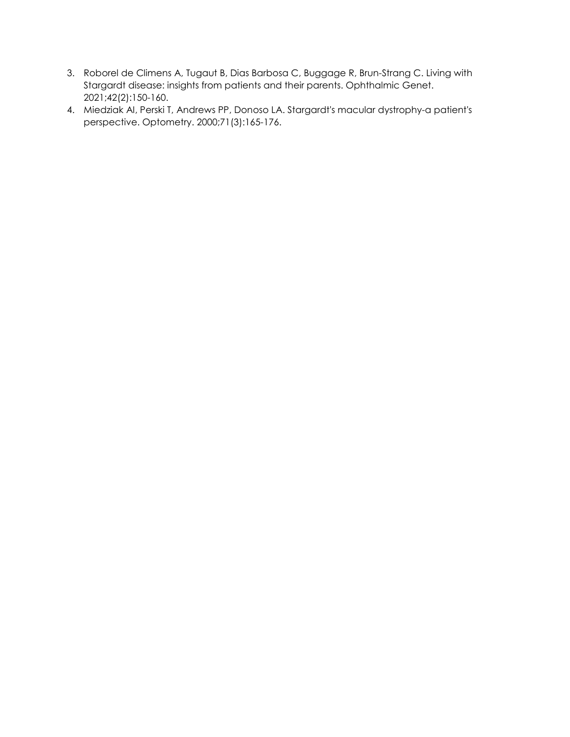3. Roborel de Climens A, Tugaut B, Dias Barbosa C, Buggage R, Brun-Strang C. Living with Stargardt disease: insights from patients and their parents. Ophthalmic Genet. 2021;42(2):150-160.
4. Miedziak AI, Perski T, Andrews PP, Donoso LA. Stargardt's macular dystrophy-a patient's perspective. Optometry. 2000;71(3):165-176.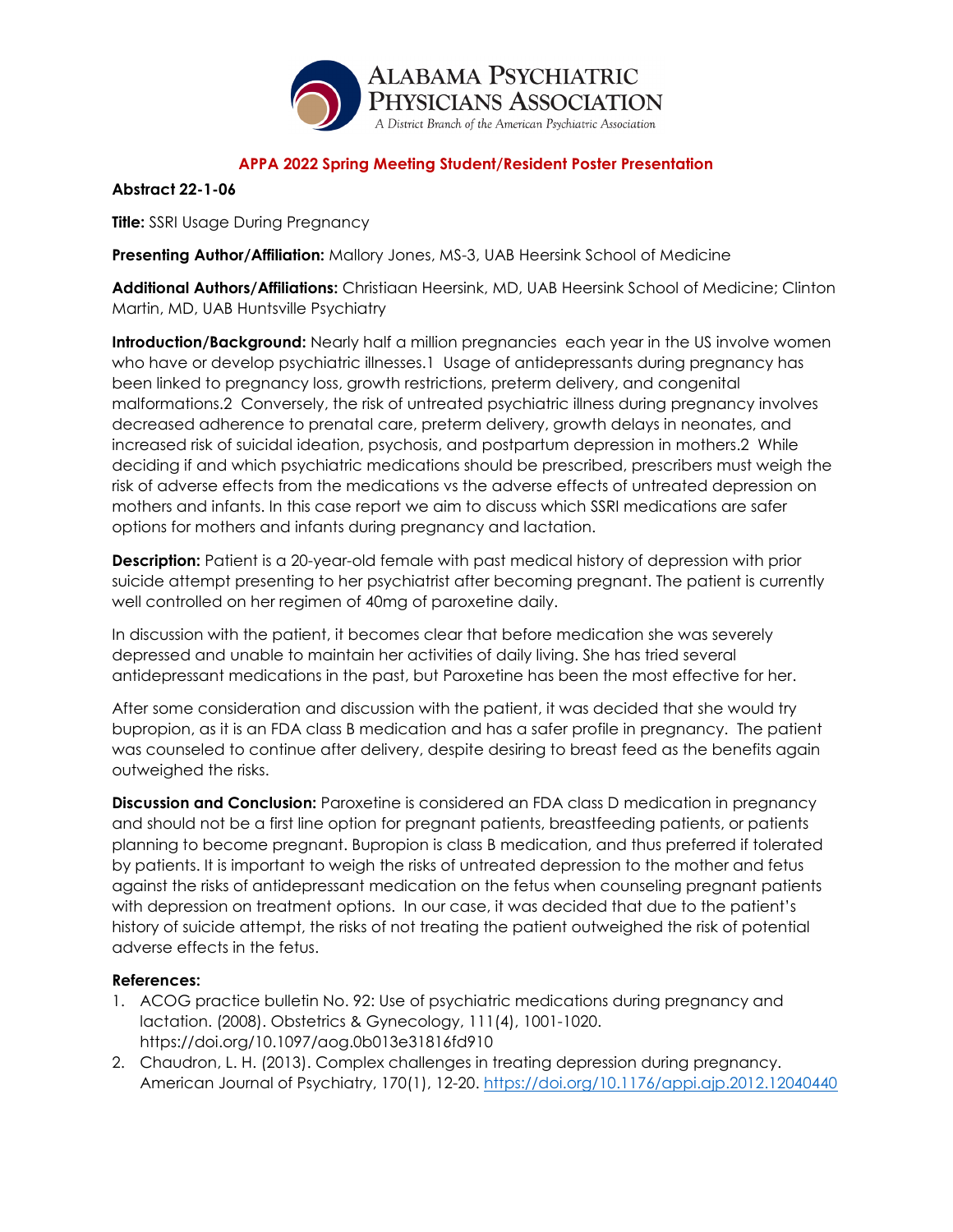**APPA 2022 Spring Meeting Student/Resident Poster Presentation**

**Abstract 22-1-06**

**Title:** SSRI Usage During Pregnancy

**Presenting Author/Affiliation:** Mallory Jones, MS-3, UAB Heersink School of Medicine

**Additional Authors/Affiliations:** Christiaan Heersink, MD, UAB Heersink School of Medicine; Clinton Martin, MD, UAB Huntsville Psychiatry

**Introduction/Background:** Nearly half a million pregnancies each year in the US involve women who have or develop psychiatric illnesses.1 Usage of antidepressants during pregnancy has been linked to pregnancy loss, growth restrictions, preterm delivery, and congenital malformations.2 Conversely, the risk of untreated psychiatric illness during pregnancy involves decreased adherence to prenatal care, preterm delivery, growth delays in neonates, and increased risk of suicidal ideation, psychosis, and postpartum depression in mothers.2 While deciding if and which psychiatric medications should be prescribed, prescribers must weigh the risk of adverse effects from the medications vs the adverse effects of untreated depression on mothers and infants. In this case report we aim to discuss which SSRI medications are safer options for mothers and infants during pregnancy and lactation.

**Description:** Patient is a 20-year-old female with past medical history of depression with prior suicide attempt presenting to her psychiatrist after becoming pregnant. The patient is currently well controlled on her regimen of 40mg of paroxetine daily.

In discussion with the patient, it becomes clear that before medication she was severely depressed and unable to maintain her activities of daily living. She has tried several antidepressant medications in the past, but Paroxetine has been the most effective for her.

After some consideration and discussion with the patient, it was decided that she would try bupropion, as it is an FDA class B medication and has a safer profile in pregnancy. The patient was counseled to continue after delivery, despite desiring to breast feed as the benefits again outweighed the risks.

**Discussion and Conclusion:** Paroxetine is considered an FDA class D medication in pregnancy and should not be a first line option for pregnant patients, breastfeeding patients, or patients planning to become pregnant. Bupropion is class B medication, and thus preferred if tolerated by patients. It is important to weigh the risks of untreated depression to the mother and fetus against the risks of antidepressant medication on the fetus when counseling pregnant patients with depression on treatment options. In our case, it was decided that due to the patient's history of suicide attempt, the risks of not treating the patient outweighed the risk of potential adverse effects in the fetus.

**References:**

1. ACOG practice bulletin No. 92: Use of psychiatric medications during pregnancy and lactation. (2008). Obstetrics & Gynecology, 111(4), 1001-1020. https://doi.org/10.1097/aog.0b013e31816fd910
2. Chaudron, L. H. (2013). Complex challenges in treating depression during pregnancy. American Journal of Psychiatry, 170(1), 12-20. https://doi.org/10.1176/appi.ajp.2012.12040440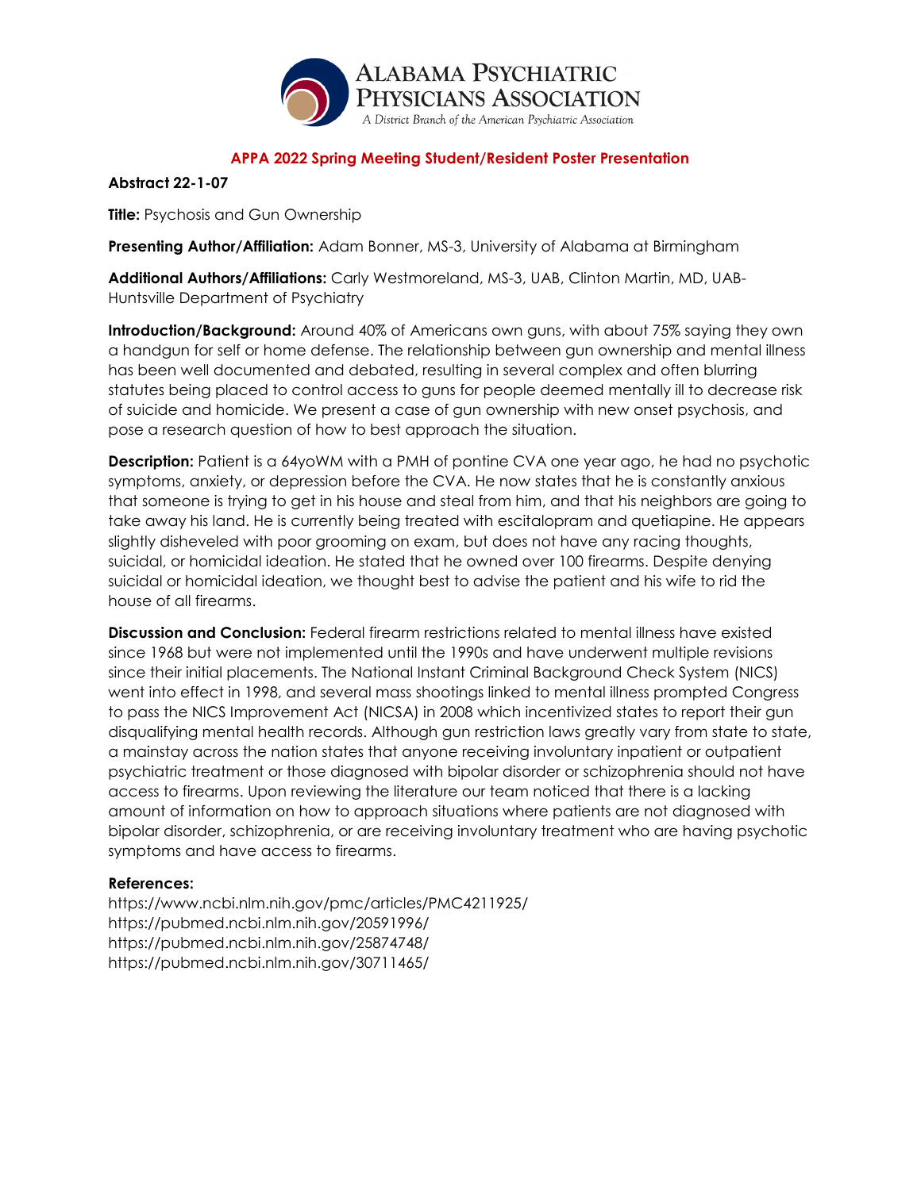**APPA 2022 Spring Meeting Student/Resident Poster Presentation**

**Abstract 22-1-07**

**Title:** Psychosis and Gun Ownership

**Presenting Author/Affiliation:** Adam Bonner, MS-3, University of Alabama at Birmingham

**Additional Authors/Affiliations:** Carly Westmoreland, MS-3, UAB, Clinton Martin, MD, UAB-Huntsville Department of Psychiatry

**Introduction/Background:** Around 40% of Americans own guns, with about 75% saying they own a handgun for self or home defense. The relationship between gun ownership and mental illness has been well documented and debated, resulting in several complex and often blurring statutes being placed to control access to guns for people deemed mentally ill to decrease risk of suicide and homicide. We present a case of gun ownership with new onset psychosis, and pose a research question of how to best approach the situation.

**Description:** Patient is a 64yoWM with a PMH of pontine CVA one year ago, he had no psychotic symptoms, anxiety, or depression before the CVA. He now states that he is constantly anxious that someone is trying to get in his house and steal from him, and that his neighbors are going to take away his land. He is currently being treated with escitalopram and quetiapine. He appears slightly disheveled with poor grooming on exam, but does not have any racing thoughts, suicidal, or homicidal ideation. He stated that he owned over 100 firearms. Despite denying suicidal or homicidal ideation, we thought best to advise the patient and his wife to rid the house of all firearms.

**Discussion and Conclusion:** Federal firearm restrictions related to mental illness have existed since 1968 but were not implemented until the 1990s and have underwent multiple revisions since their initial placements. The National Instant Criminal Background Check System (NICS) went into effect in 1998, and several mass shootings linked to mental illness prompted Congress to pass the NICS Improvement Act (NICSA) in 2008 which incentivized states to report their gun disqualifying mental health records. Although gun restriction laws greatly vary from state to state, a mainstay across the nation states that anyone receiving involuntary inpatient or outpatient psychiatric treatment or those diagnosed with bipolar disorder or schizophrenia should not have access to firearms. Upon reviewing the literature our team noticed that there is a lacking amount of information on how to approach situations where patients are not diagnosed with bipolar disorder, schizophrenia, or are receiving involuntary treatment who are having psychotic symptoms and have access to firearms.

**References:**

https://www.ncbi.nlm.nih.gov/pmc/articles/PMC4211925/
https://pubmed.ncbi.nlm.nih.gov/20591996/
https://pubmed.ncbi.nlm.nih.gov/25874748/
https://pubmed.ncbi.nlm.nih.gov/30711465/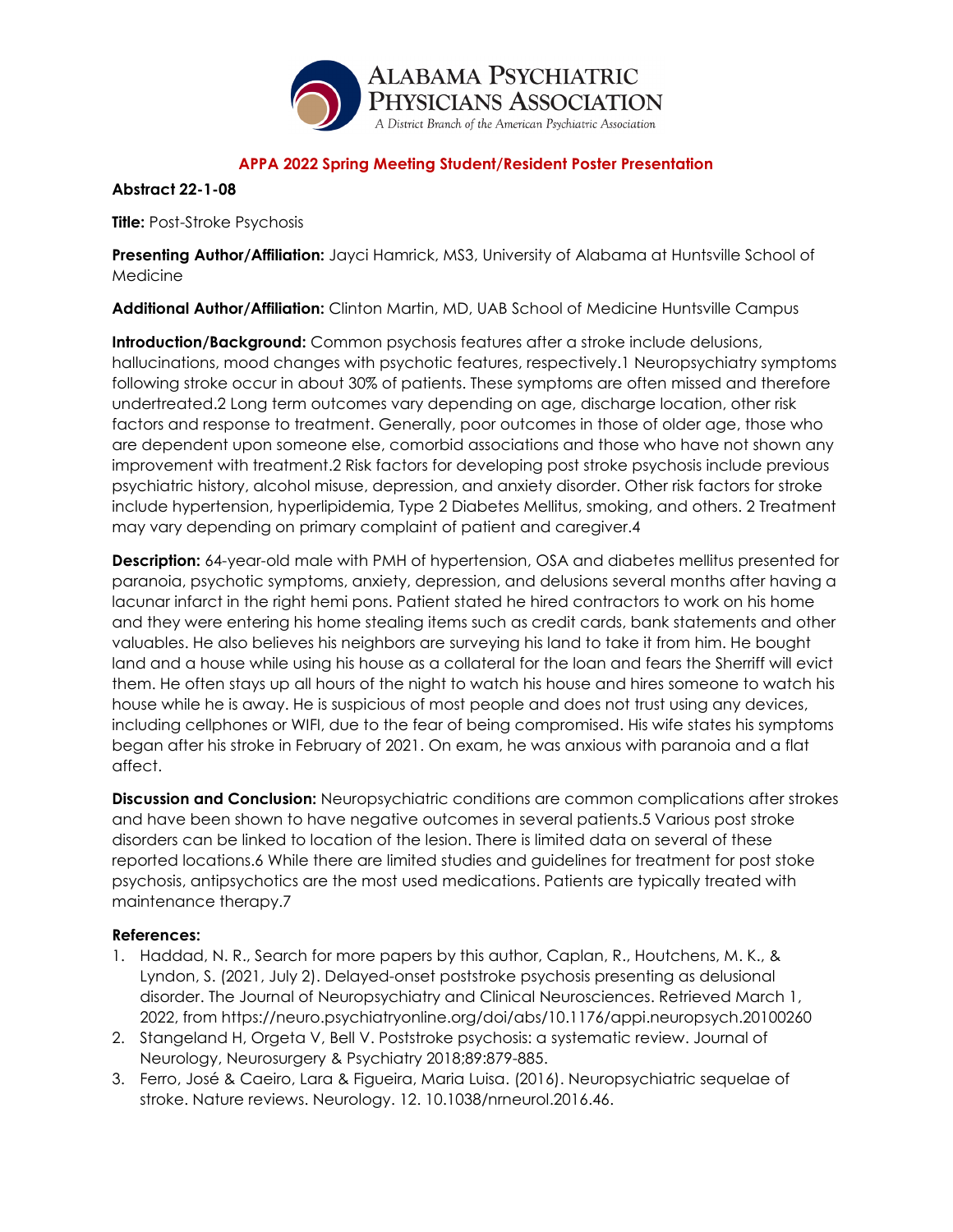ALABAMA PSYCHIATRIC PHYSICIANS ASSOCIATION
*A District Branch of the American Psychiatric Association*

## APPA 2022 Spring Meeting Student/Resident Poster Presentation

**Abstract 22-1-08**

**Title:** Post-Stroke Psychosis

**Presenting Author/Affiliation:** Jayci Hamrick, MS3, University of Alabama at Huntsville School of Medicine

**Additional Author/Affiliation:** Clinton Martin, MD, UAB School of Medicine Huntsville Campus

**Introduction/Background:** Common psychosis features after a stroke include delusions, hallucinations, mood changes with psychotic features, respectively.1 Neuropsychiatry symptoms following stroke occur in about 30% of patients. These symptoms are often missed and therefore undertreated.2 Long term outcomes vary depending on age, discharge location, other risk factors and response to treatment. Generally, poor outcomes in those of older age, those who are dependent upon someone else, comorbid associations and those who have not shown any improvement with treatment.2 Risk factors for developing post stroke psychosis include previous psychiatric history, alcohol misuse, depression, and anxiety disorder. Other risk factors for stroke include hypertension, hyperlipidemia, Type 2 Diabetes Mellitus, smoking, and others. 2 Treatment may vary depending on primary complaint of patient and caregiver.4

**Description:** 64-year-old male with PMH of hypertension, OSA and diabetes mellitus presented for paranoia, psychotic symptoms, anxiety, depression, and delusions several months after having a lacunar infarct in the right hemi pons. Patient stated he hired contractors to work on his home and they were entering his home stealing items such as credit cards, bank statements and other valuables. He also believes his neighbors are surveying his land to take it from him. He bought land and a house while using his house as a collateral for the loan and fears the Sherriff will evict them. He often stays up all hours of the night to watch his house and hires someone to watch his house while he is away. He is suspicious of most people and does not trust using any devices, including cellphones or WIFI, due to the fear of being compromised. His wife states his symptoms began after his stroke in February of 2021. On exam, he was anxious with paranoia and a flat affect.

**Discussion and Conclusion:** Neuropsychiatric conditions are common complications after strokes and have been shown to have negative outcomes in several patients.5 Various post stroke disorders can be linked to location of the lesion. There is limited data on several of these reported locations.6 While there are limited studies and guidelines for treatment for post stoke psychosis, antipsychotics are the most used medications. Patients are typically treated with maintenance therapy.7

**References:**

1. Haddad, N. R., Search for more papers by this author, Caplan, R., Houtchens, M. K., & Lyndon, S. (2021, July 2). Delayed-onset poststroke psychosis presenting as delusional disorder. The Journal of Neuropsychiatry and Clinical Neurosciences. Retrieved March 1, 2022, from https://neuro.psychiatryonline.org/doi/abs/10.1176/appi.neuropsych.20100260
2. Stangeland H, Orgeta V, Bell V. Poststroke psychosis: a systematic review. Journal of Neurology, Neurosurgery & Psychiatry 2018;89:879-885.
3. Ferro, José & Caeiro, Lara & Figueira, Maria Luisa. (2016). Neuropsychiatric sequelae of stroke. Nature reviews. Neurology. 12. 10.1038/nrneurol.2016.46.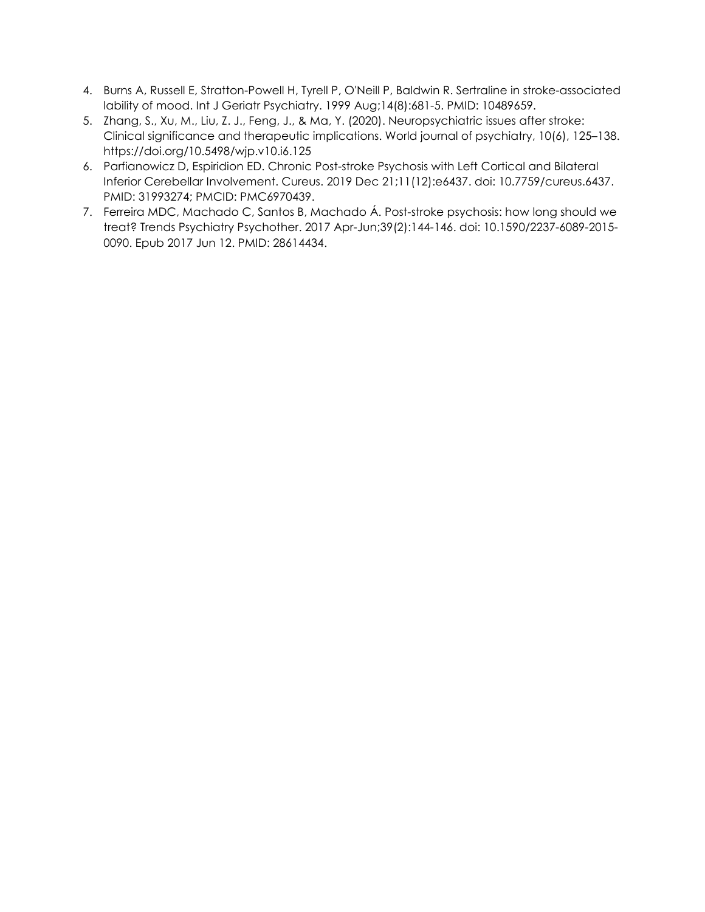4. Burns A, Russell E, Stratton-Powell H, Tyrell P, O'Neill P, Baldwin R. Sertraline in stroke-associated lability of mood. Int J Geriatr Psychiatry. 1999 Aug;14(8):681-5. PMID: 10489659.
5. Zhang, S., Xu, M., Liu, Z. J., Feng, J., & Ma, Y. (2020). Neuropsychiatric issues after stroke: Clinical significance and therapeutic implications. World journal of psychiatry, 10(6), 125–138. https://doi.org/10.5498/wjp.v10.i6.125
6. Parfianowicz D, Espiridion ED. Chronic Post-stroke Psychosis with Left Cortical and Bilateral Inferior Cerebellar Involvement. Cureus. 2019 Dec 21;11(12):e6437. doi: 10.7759/cureus.6437. PMID: 31993274; PMCID: PMC6970439.
7. Ferreira MDC, Machado C, Santos B, Machado Á. Post-stroke psychosis: how long should we treat? Trends Psychiatry Psychother. 2017 Apr-Jun;39(2):144-146. doi: 10.1590/2237-6089-2015-0090. Epub 2017 Jun 12. PMID: 28614434.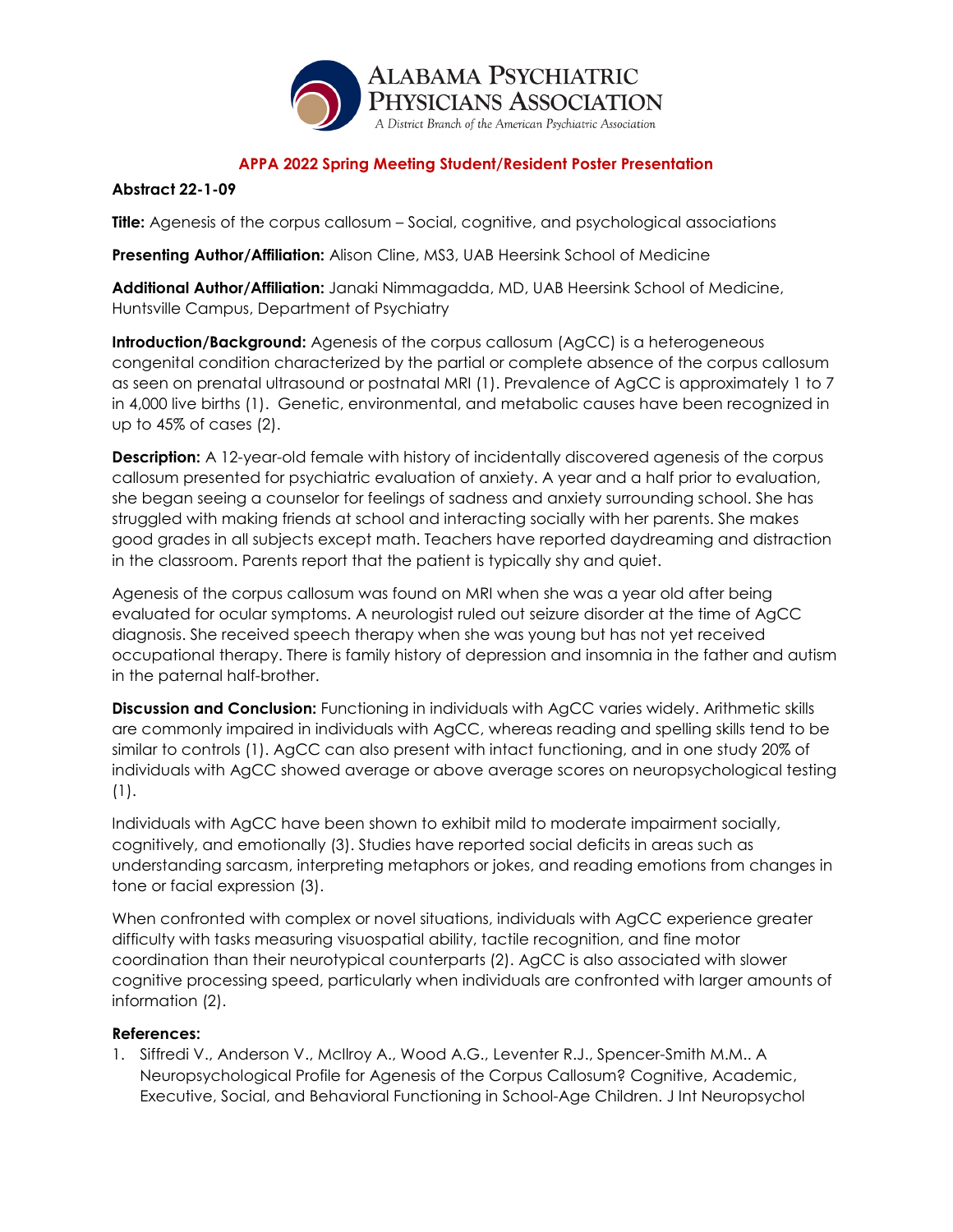**APPA 2022 Spring Meeting Student/Resident Poster Presentation**

**Abstract 22-1-09**

**Title:** Agenesis of the corpus callosum – Social, cognitive, and psychological associations

**Presenting Author/Affiliation:** Alison Cline, MS3, UAB Heersink School of Medicine

**Additional Author/Affiliation:** Janaki Nimmagadda, MD, UAB Heersink School of Medicine, Huntsville Campus, Department of Psychiatry

**Introduction/Background:** Agenesis of the corpus callosum (AgCC) is a heterogeneous congenital condition characterized by the partial or complete absence of the corpus callosum as seen on prenatal ultrasound or postnatal MRI (1). Prevalence of AgCC is approximately 1 to 7 in 4,000 live births (1). Genetic, environmental, and metabolic causes have been recognized in up to 45% of cases (2).

**Description:** A 12-year-old female with history of incidentally discovered agenesis of the corpus callosum presented for psychiatric evaluation of anxiety. A year and a half prior to evaluation, she began seeing a counselor for feelings of sadness and anxiety surrounding school. She has struggled with making friends at school and interacting socially with her parents. She makes good grades in all subjects except math. Teachers have reported daydreaming and distraction in the classroom. Parents report that the patient is typically shy and quiet.

Agenesis of the corpus callosum was found on MRI when she was a year old after being evaluated for ocular symptoms. A neurologist ruled out seizure disorder at the time of AgCC diagnosis. She received speech therapy when she was young but has not yet received occupational therapy. There is family history of depression and insomnia in the father and autism in the paternal half-brother.

**Discussion and Conclusion:** Functioning in individuals with AgCC varies widely. Arithmetic skills are commonly impaired in individuals with AgCC, whereas reading and spelling skills tend to be similar to controls (1). AgCC can also present with intact functioning, and in one study 20% of individuals with AgCC showed average or above average scores on neuropsychological testing (1).

Individuals with AgCC have been shown to exhibit mild to moderate impairment socially, cognitively, and emotionally (3). Studies have reported social deficits in areas such as understanding sarcasm, interpreting metaphors or jokes, and reading emotions from changes in tone or facial expression (3).

When confronted with complex or novel situations, individuals with AgCC experience greater difficulty with tasks measuring visuospatial ability, tactile recognition, and fine motor coordination than their neurotypical counterparts (2). AgCC is also associated with slower cognitive processing speed, particularly when individuals are confronted with larger amounts of information (2).

**References:**

1. Siffredi V., Anderson V., McIlroy A., Wood A.G., Leventer R.J., Spencer-Smith M.M.. A Neuropsychological Profile for Agenesis of the Corpus Callosum? Cognitive, Academic, Executive, Social, and Behavioral Functioning in School-Age Children. J Int Neuropsychol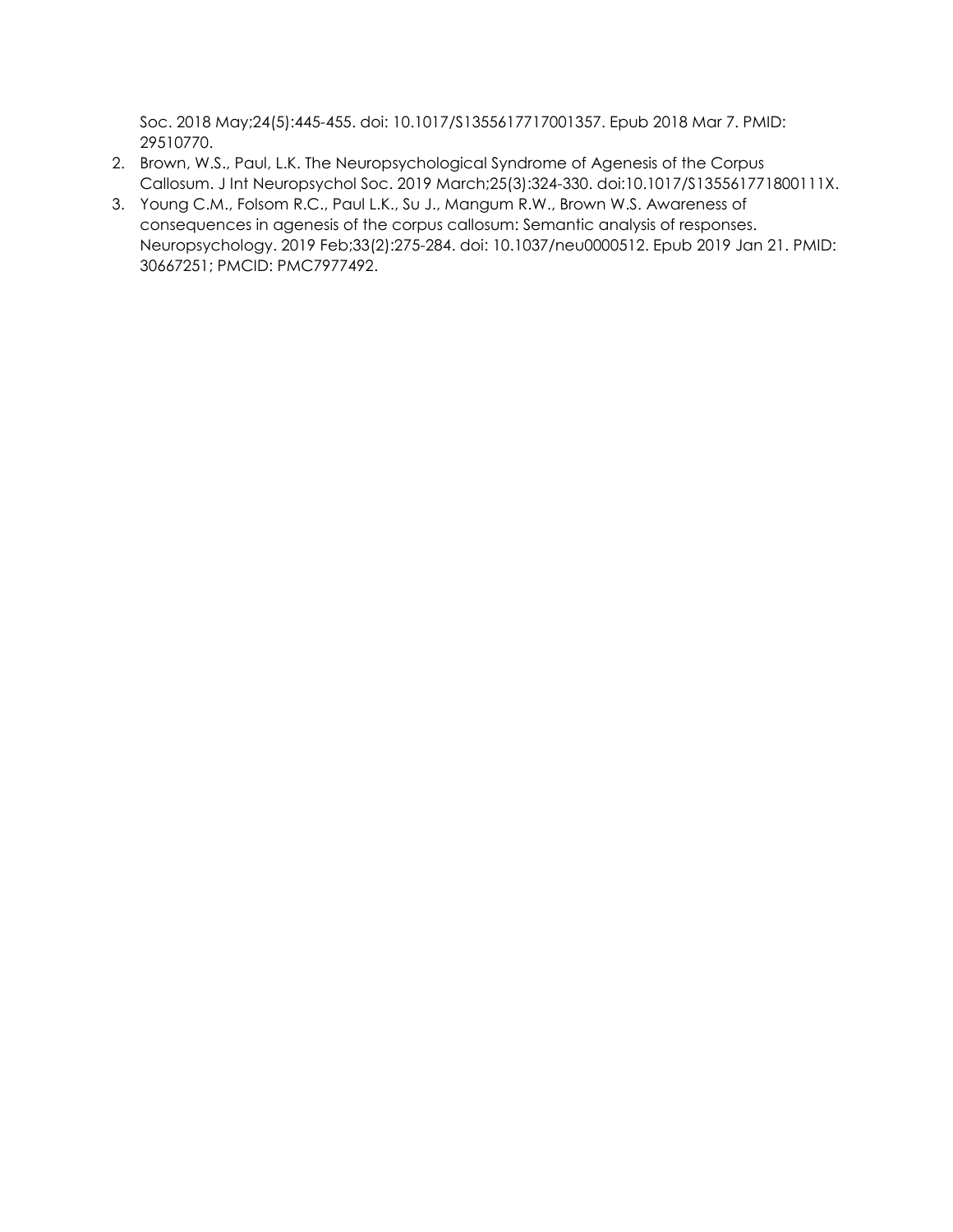Soc. 2018 May;24(5):445-455. doi: 10.1017/S1355617717001357. Epub 2018 Mar 7. PMID: 29510770.

2. Brown, W.S., Paul, L.K. The Neuropsychological Syndrome of Agenesis of the Corpus Callosum. J Int Neuropsychol Soc. 2019 March;25(3):324-330. doi:10.1017/S135561771800111X.
3. Young C.M., Folsom R.C., Paul L.K., Su J., Mangum R.W., Brown W.S. Awareness of consequences in agenesis of the corpus callosum: Semantic analysis of responses. Neuropsychology. 2019 Feb;33(2):275-284. doi: 10.1037/neu0000512. Epub 2019 Jan 21. PMID: 30667251; PMCID: PMC7977492.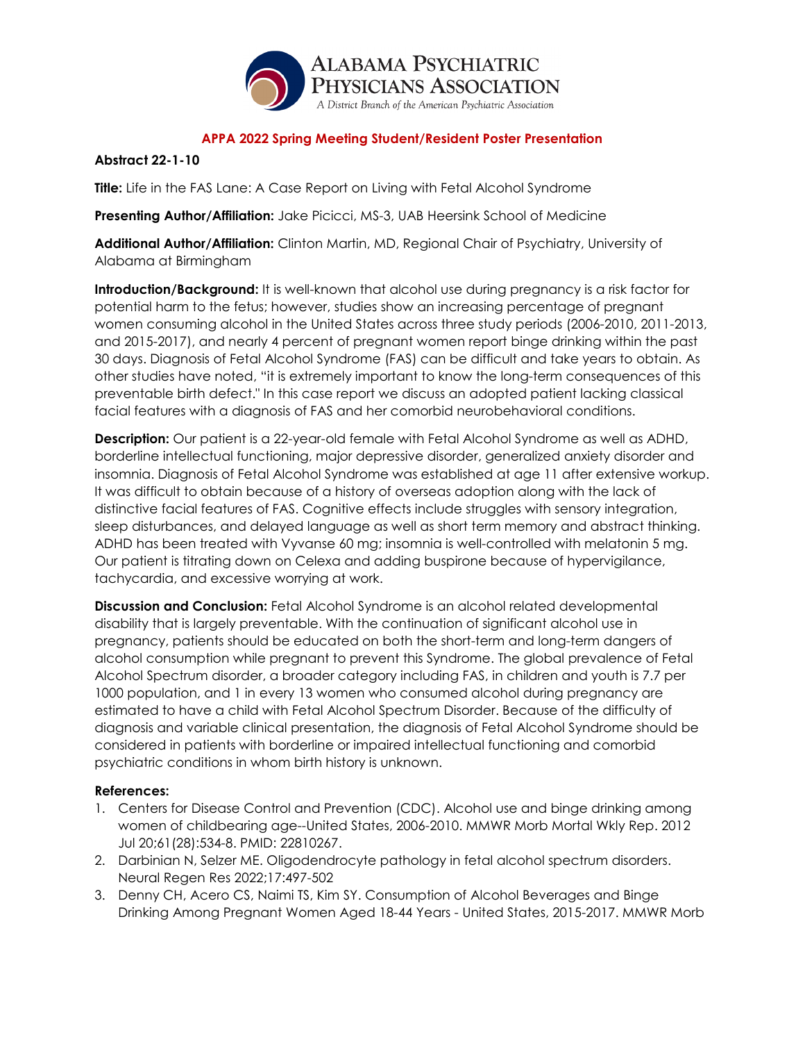**Alabama Psychiatric Physicians Association**
A District Branch of the American Psychiatric Association

**APPA 2022 Spring Meeting Student/Resident Poster Presentation**

**Abstract 22-1-10**

**Title:** Life in the FAS Lane: A Case Report on Living with Fetal Alcohol Syndrome

**Presenting Author/Affiliation:** Jake Picicci, MS-3, UAB Heersink School of Medicine

**Additional Author/Affiliation:** Clinton Martin, MD, Regional Chair of Psychiatry, University of Alabama at Birmingham

**Introduction/Background:** It is well-known that alcohol use during pregnancy is a risk factor for potential harm to the fetus; however, studies show an increasing percentage of pregnant women consuming alcohol in the United States across three study periods (2006-2010, 2011-2013, and 2015-2017), and nearly 4 percent of pregnant women report binge drinking within the past 30 days. Diagnosis of Fetal Alcohol Syndrome (FAS) can be difficult and take years to obtain. As other studies have noted, "it is extremely important to know the long-term consequences of this preventable birth defect." In this case report we discuss an adopted patient lacking classical facial features with a diagnosis of FAS and her comorbid neurobehavioral conditions.

**Description:** Our patient is a 22-year-old female with Fetal Alcohol Syndrome as well as ADHD, borderline intellectual functioning, major depressive disorder, generalized anxiety disorder and insomnia. Diagnosis of Fetal Alcohol Syndrome was established at age 11 after extensive workup. It was difficult to obtain because of a history of overseas adoption along with the lack of distinctive facial features of FAS. Cognitive effects include struggles with sensory integration, sleep disturbances, and delayed language as well as short term memory and abstract thinking. ADHD has been treated with Vyvanse 60 mg; insomnia is well-controlled with melatonin 5 mg. Our patient is titrating down on Celexa and adding buspirone because of hypervigilance, tachycardia, and excessive worrying at work.

**Discussion and Conclusion:** Fetal Alcohol Syndrome is an alcohol related developmental disability that is largely preventable. With the continuation of significant alcohol use in pregnancy, patients should be educated on both the short-term and long-term dangers of alcohol consumption while pregnant to prevent this Syndrome. The global prevalence of Fetal Alcohol Spectrum disorder, a broader category including FAS, in children and youth is 7.7 per 1000 population, and 1 in every 13 women who consumed alcohol during pregnancy are estimated to have a child with Fetal Alcohol Spectrum Disorder. Because of the difficulty of diagnosis and variable clinical presentation, the diagnosis of Fetal Alcohol Syndrome should be considered in patients with borderline or impaired intellectual functioning and comorbid psychiatric conditions in whom birth history is unknown.

**References:**

1. Centers for Disease Control and Prevention (CDC). Alcohol use and binge drinking among women of childbearing age--United States, 2006-2010. MMWR Morb Mortal Wkly Rep. 2012 Jul 20;61(28):534-8. PMID: 22810267.
2. Darbinian N, Selzer ME. Oligodendrocyte pathology in fetal alcohol spectrum disorders. Neural Regen Res 2022;17:497-502
3. Denny CH, Acero CS, Naimi TS, Kim SY. Consumption of Alcohol Beverages and Binge Drinking Among Pregnant Women Aged 18-44 Years - United States, 2015-2017. MMWR Morb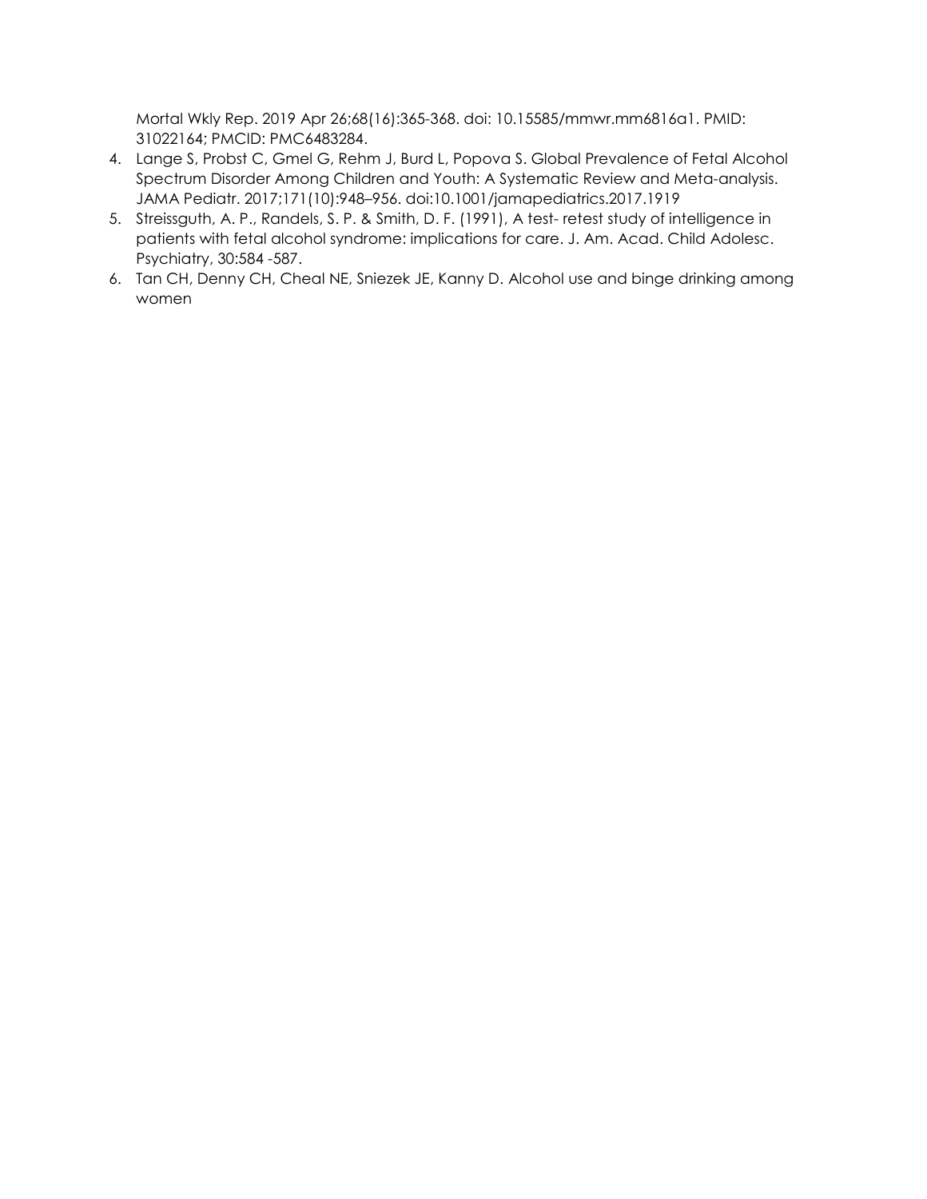Mortal Wkly Rep. 2019 Apr 26;68(16):365-368. doi: 10.15585/mmwr.mm6816a1. PMID: 31022164; PMCID: PMC6483284.

4. Lange S, Probst C, Gmel G, Rehm J, Burd L, Popova S. Global Prevalence of Fetal Alcohol Spectrum Disorder Among Children and Youth: A Systematic Review and Meta-analysis. JAMA Pediatr. 2017;171(10):948–956. doi:10.1001/jamapediatrics.2017.1919
5. Streissguth, A. P., Randels, S. P. & Smith, D. F. (1991), A test- retest study of intelligence in patients with fetal alcohol syndrome: implications for care. J. Am. Acad. Child Adolesc. Psychiatry, 30:584 -587.
6. Tan CH, Denny CH, Cheal NE, Sniezek JE, Kanny D. Alcohol use and binge drinking among women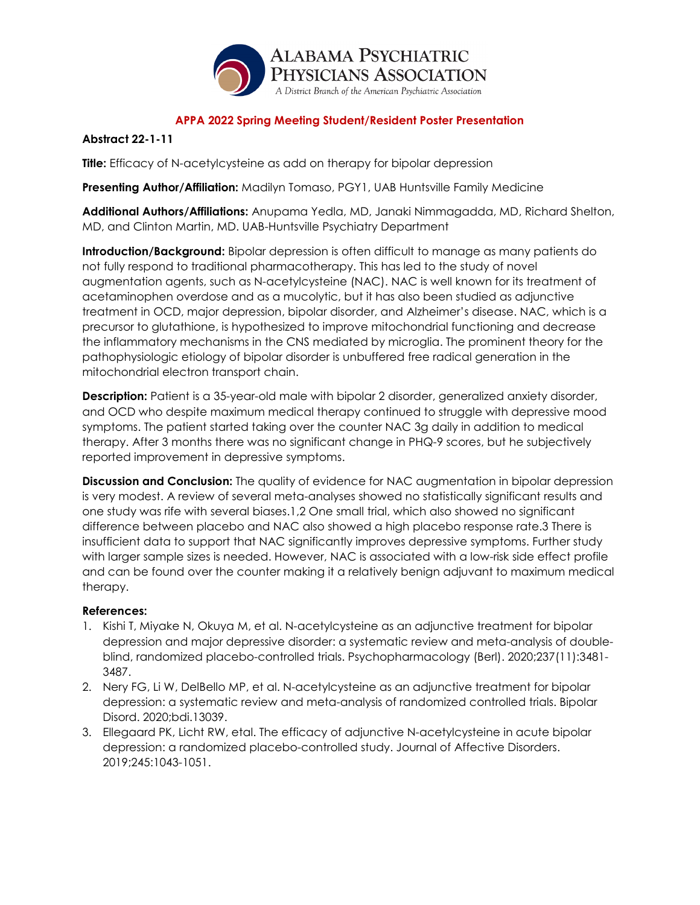ALABAMA PSYCHIATRIC PHYSICIANS ASSOCIATION

*A District Branch of the American Psychiatric Association*

## APPA 2022 Spring Meeting Student/Resident Poster Presentation

**Abstract 22-1-11**

**Title:** Efficacy of N-acetylcysteine as add on therapy for bipolar depression

**Presenting Author/Affiliation:** Madilyn Tomaso, PGY1, UAB Huntsville Family Medicine

**Additional Authors/Affiliations:** Anupama Yedla, MD, Janaki Nimmagadda, MD, Richard Shelton, MD, and Clinton Martin, MD. UAB-Huntsville Psychiatry Department

**Introduction/Background:** Bipolar depression is often difficult to manage as many patients do not fully respond to traditional pharmacotherapy. This has led to the study of novel augmentation agents, such as N-acetylcysteine (NAC). NAC is well known for its treatment of acetaminophen overdose and as a mucolytic, but it has also been studied as adjunctive treatment in OCD, major depression, bipolar disorder, and Alzheimer's disease. NAC, which is a precursor to glutathione, is hypothesized to improve mitochondrial functioning and decrease the inflammatory mechanisms in the CNS mediated by microglia. The prominent theory for the pathophysiologic etiology of bipolar disorder is unbuffered free radical generation in the mitochondrial electron transport chain.

**Description:** Patient is a 35-year-old male with bipolar 2 disorder, generalized anxiety disorder, and OCD who despite maximum medical therapy continued to struggle with depressive mood symptoms. The patient started taking over the counter NAC 3g daily in addition to medical therapy. After 3 months there was no significant change in PHQ-9 scores, but he subjectively reported improvement in depressive symptoms.

**Discussion and Conclusion:** The quality of evidence for NAC augmentation in bipolar depression is very modest. A review of several meta-analyses showed no statistically significant results and one study was rife with several biases.[1,2] One small trial, which also showed no significant difference between placebo and NAC also showed a high placebo response rate.[3] There is insufficient data to support that NAC significantly improves depressive symptoms. Further study with larger sample sizes is needed. However, NAC is associated with a low-risk side effect profile and can be found over the counter making it a relatively benign adjuvant to maximum medical therapy.

**References:**

1. Kishi T, Miyake N, Okuya M, et al. N-acetylcysteine as an adjunctive treatment for bipolar depression and major depressive disorder: a systematic review and meta-analysis of double-blind, randomized placebo-controlled trials. Psychopharmacology (Berl). 2020;237(11):3481-3487.
2. Nery FG, Li W, DelBello MP, et al. N-acetylcysteine as an adjunctive treatment for bipolar depression: a systematic review and meta-analysis of randomized controlled trials. Bipolar Disord. 2020;bdi.13039.
3. Ellegaard PK, Licht RW, etal. The efficacy of adjunctive N-acetylcysteine in acute bipolar depression: a randomized placebo-controlled study. Journal of Affective Disorders. 2019;245:1043-1051.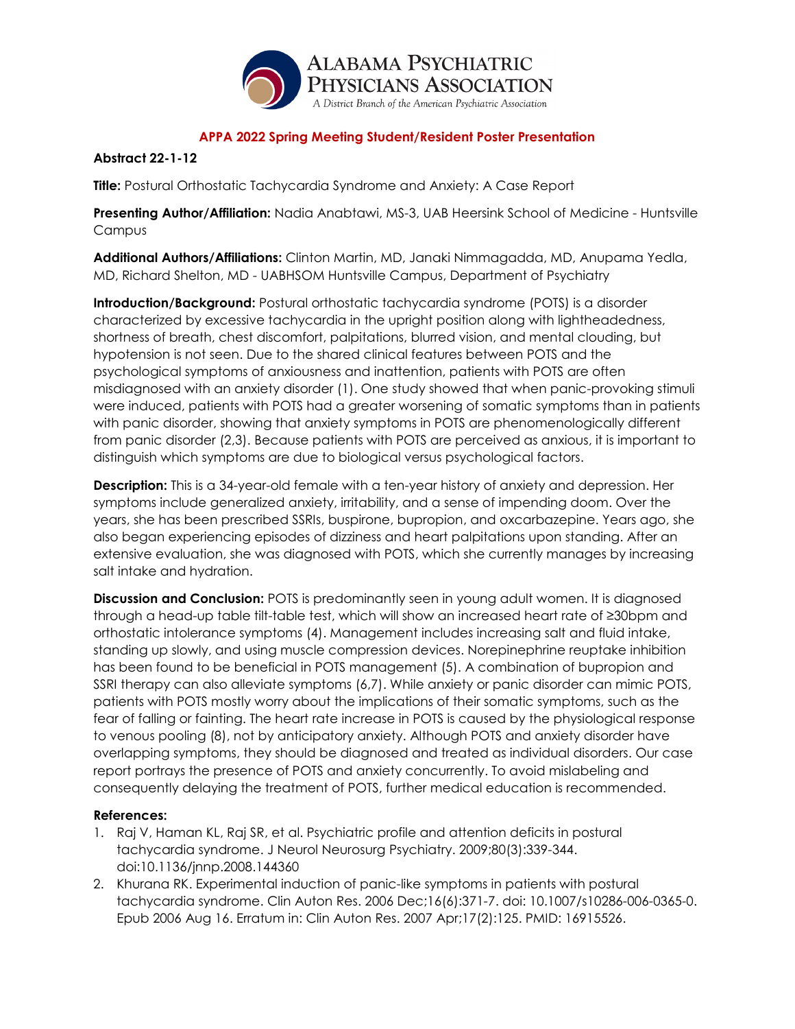**APPA 2022 Spring Meeting Student/Resident Poster Presentation**

**Abstract 22-1-12**

**Title:** Postural Orthostatic Tachycardia Syndrome and Anxiety: A Case Report

**Presenting Author/Affiliation:** Nadia Anabtawi, MS-3, UAB Heersink School of Medicine - Huntsville Campus

**Additional Authors/Affiliations:** Clinton Martin, MD, Janaki Nimmagadda, MD, Anupama Yedla, MD, Richard Shelton, MD - UABHSOM Huntsville Campus, Department of Psychiatry

**Introduction/Background:** Postural orthostatic tachycardia syndrome (POTS) is a disorder characterized by excessive tachycardia in the upright position along with lightheadedness, shortness of breath, chest discomfort, palpitations, blurred vision, and mental clouding, but hypotension is not seen. Due to the shared clinical features between POTS and the psychological symptoms of anxiousness and inattention, patients with POTS are often misdiagnosed with an anxiety disorder (1). One study showed that when panic-provoking stimuli were induced, patients with POTS had a greater worsening of somatic symptoms than in patients with panic disorder, showing that anxiety symptoms in POTS are phenomenologically different from panic disorder (2,3). Because patients with POTS are perceived as anxious, it is important to distinguish which symptoms are due to biological versus psychological factors.

**Description:** This is a 34-year-old female with a ten-year history of anxiety and depression. Her symptoms include generalized anxiety, irritability, and a sense of impending doom. Over the years, she has been prescribed SSRIs, buspirone, bupropion, and oxcarbazepine. Years ago, she also began experiencing episodes of dizziness and heart palpitations upon standing. After an extensive evaluation, she was diagnosed with POTS, which she currently manages by increasing salt intake and hydration.

**Discussion and Conclusion:** POTS is predominantly seen in young adult women. It is diagnosed through a head-up table tilt-table test, which will show an increased heart rate of ≥30bpm and orthostatic intolerance symptoms (4). Management includes increasing salt and fluid intake, standing up slowly, and using muscle compression devices. Norepinephrine reuptake inhibition has been found to be beneficial in POTS management (5). A combination of bupropion and SSRI therapy can also alleviate symptoms (6,7). While anxiety or panic disorder can mimic POTS, patients with POTS mostly worry about the implications of their somatic symptoms, such as the fear of falling or fainting. The heart rate increase in POTS is caused by the physiological response to venous pooling (8), not by anticipatory anxiety. Although POTS and anxiety disorder have overlapping symptoms, they should be diagnosed and treated as individual disorders. Our case report portrays the presence of POTS and anxiety concurrently. To avoid mislabeling and consequently delaying the treatment of POTS, further medical education is recommended.

**References:**

1. Raj V, Haman KL, Raj SR, et al. Psychiatric profile and attention deficits in postural tachycardia syndrome. J Neurol Neurosurg Psychiatry. 2009;80(3):339-344. doi:10.1136/jnnp.2008.144360
2. Khurana RK. Experimental induction of panic-like symptoms in patients with postural tachycardia syndrome. Clin Auton Res. 2006 Dec;16(6):371-7. doi: 10.1007/s10286-006-0365-0. Epub 2006 Aug 16. Erratum in: Clin Auton Res. 2007 Apr;17(2):125. PMID: 16915526.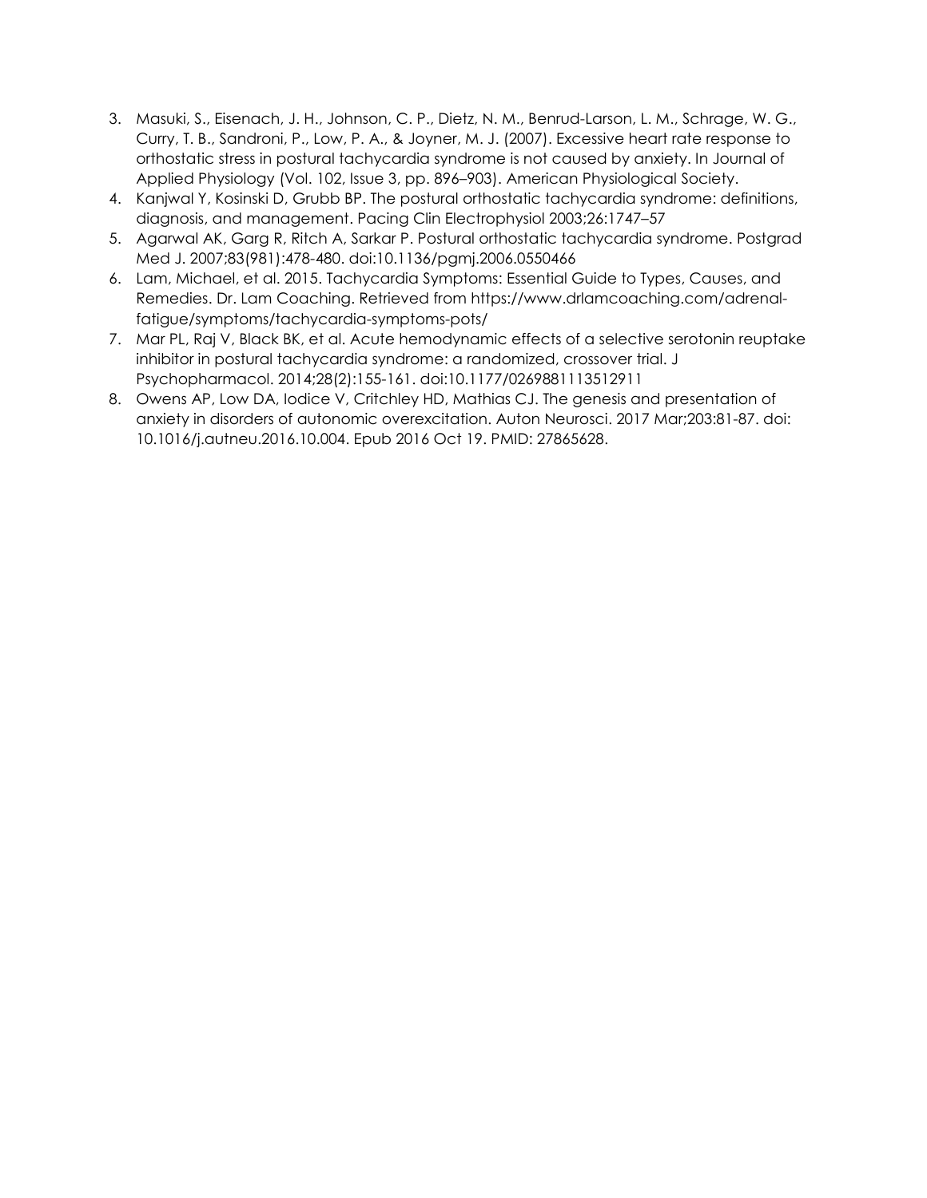3. Masuki, S., Eisenach, J. H., Johnson, C. P., Dietz, N. M., Benrud-Larson, L. M., Schrage, W. G., Curry, T. B., Sandroni, P., Low, P. A., & Joyner, M. J. (2007). Excessive heart rate response to orthostatic stress in postural tachycardia syndrome is not caused by anxiety. In Journal of Applied Physiology (Vol. 102, Issue 3, pp. 896–903). American Physiological Society.
4. Kanjwal Y, Kosinski D, Grubb BP. The postural orthostatic tachycardia syndrome: definitions, diagnosis, and management. Pacing Clin Electrophysiol 2003;26:1747–57
5. Agarwal AK, Garg R, Ritch A, Sarkar P. Postural orthostatic tachycardia syndrome. Postgrad Med J. 2007;83(981):478-480. doi:10.1136/pgmj.2006.0550466
6. Lam, Michael, et al. 2015. Tachycardia Symptoms: Essential Guide to Types, Causes, and Remedies. Dr. Lam Coaching. Retrieved from https://www.drlamcoaching.com/adrenal-fatigue/symptoms/tachycardia-symptoms-pots/
7. Mar PL, Raj V, Black BK, et al. Acute hemodynamic effects of a selective serotonin reuptake inhibitor in postural tachycardia syndrome: a randomized, crossover trial. J Psychopharmacol. 2014;28(2):155-161. doi:10.1177/0269881113512911
8. Owens AP, Low DA, Iodice V, Critchley HD, Mathias CJ. The genesis and presentation of anxiety in disorders of autonomic overexcitation. Auton Neurosci. 2017 Mar;203:81-87. doi: 10.1016/j.autneu.2016.10.004. Epub 2016 Oct 19. PMID: 27865628.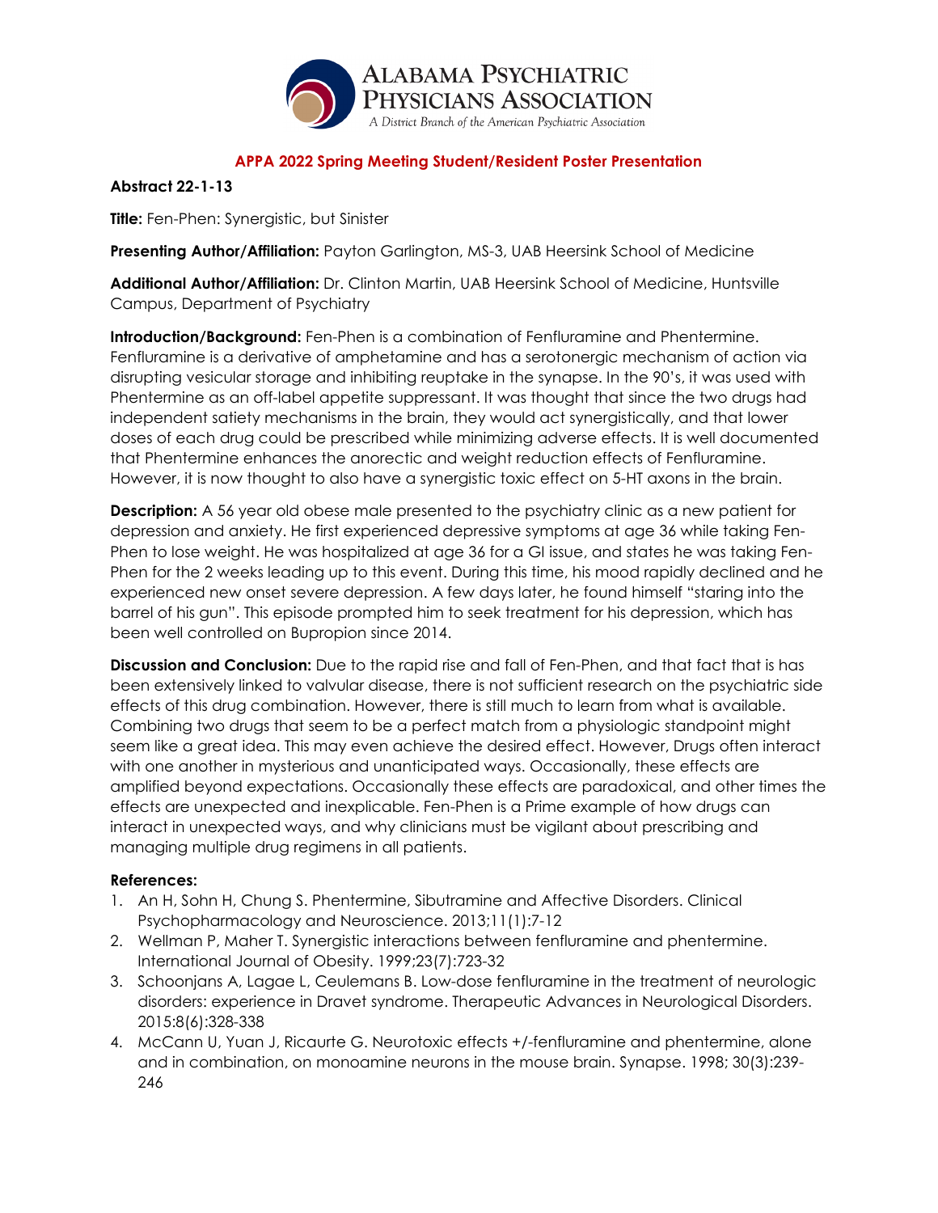# ALABAMA PSYCHIATRIC PHYSICIANS ASSOCIATION

A District Branch of the American Psychiatric Association

## APPA 2022 Spring Meeting Student/Resident Poster Presentation

**Abstract 22-1-13**

**Title:** Fen-Phen: Synergistic, but Sinister

**Presenting Author/Affiliation:** Payton Garlington, MS-3, UAB Heersink School of Medicine

**Additional Author/Affiliation:** Dr. Clinton Martin, UAB Heersink School of Medicine, Huntsville Campus, Department of Psychiatry

**Introduction/Background:** Fen-Phen is a combination of Fenfluramine and Phentermine. Fenfluramine is a derivative of amphetamine and has a serotonergic mechanism of action via disrupting vesicular storage and inhibiting reuptake in the synapse. In the 90's, it was used with Phentermine as an off-label appetite suppressant. It was thought that since the two drugs had independent satiety mechanisms in the brain, they would act synergistically, and that lower doses of each drug could be prescribed while minimizing adverse effects. It is well documented that Phentermine enhances the anorectic and weight reduction effects of Fenfluramine. However, it is now thought to also have a synergistic toxic effect on 5-HT axons in the brain.

**Description:** A 56 year old obese male presented to the psychiatry clinic as a new patient for depression and anxiety. He first experienced depressive symptoms at age 36 while taking Fen-Phen to lose weight. He was hospitalized at age 36 for a GI issue, and states he was taking Fen-Phen for the 2 weeks leading up to this event. During this time, his mood rapidly declined and he experienced new onset severe depression. A few days later, he found himself "staring into the barrel of his gun". This episode prompted him to seek treatment for his depression, which has been well controlled on Bupropion since 2014.

**Discussion and Conclusion:** Due to the rapid rise and fall of Fen-Phen, and that fact that is has been extensively linked to valvular disease, there is not sufficient research on the psychiatric side effects of this drug combination. However, there is still much to learn from what is available. Combining two drugs that seem to be a perfect match from a physiologic standpoint might seem like a great idea. This may even achieve the desired effect. However, Drugs often interact with one another in mysterious and unanticipated ways. Occasionally, these effects are amplified beyond expectations. Occasionally these effects are paradoxical, and other times the effects are unexpected and inexplicable. Fen-Phen is a Prime example of how drugs can interact in unexpected ways, and why clinicians must be vigilant about prescribing and managing multiple drug regimens in all patients.

**References:**

1. An H, Sohn H, Chung S. Phentermine, Sibutramine and Affective Disorders. Clinical Psychopharmacology and Neuroscience. 2013;11(1):7-12
2. Wellman P, Maher T. Synergistic interactions between fenfluramine and phentermine. International Journal of Obesity. 1999;23(7):723-32
3. Schoonjans A, Lagae L, Ceulemans B. Low-dose fenfluramine in the treatment of neurologic disorders: experience in Dravet syndrome. Therapeutic Advances in Neurological Disorders. 2015:8(6):328-338
4. McCann U, Yuan J, Ricaurte G. Neurotoxic effects +/-fenfluramine and phentermine, alone and in combination, on monoamine neurons in the mouse brain. Synapse. 1998; 30(3):239-246